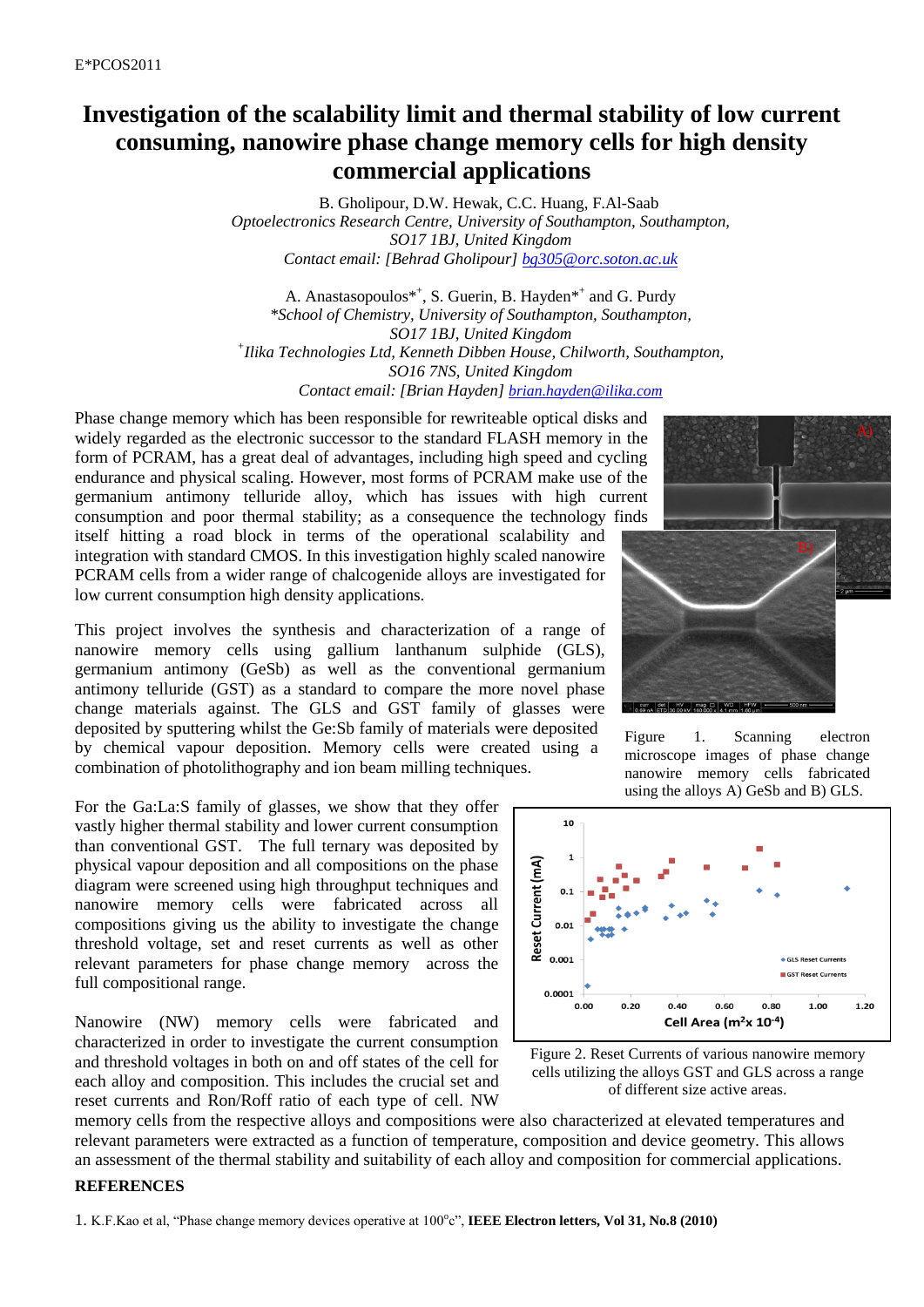E*PCOS2011

# Investigation of the scalability limit and thermal stability of low current consuming, nanowire phase change memory cells for high density commercial applications

B. Gholipour, D.W. Hewak, C.C. Huang, F.Al-Saab
*Optoelectronics Research Centre, University of Southampton, Southampton, SO17 1BJ, United Kingdom*
*Contact email: [Behrad Gholipour] bg305@orc.soton.ac.uk*

A. Anastasopoulos*[+], S. Guerin, B. Hayden*[+] and G. Purdy
*\*School of Chemistry, University of Southampton, Southampton, SO17 1BJ, United Kingdom*
*[+]Ilika Technologies Ltd, Kenneth Dibben House, Chilworth, Southampton, SO16 7NS, United Kingdom*
*Contact email: [Brian Hayden] brian.hayden@ilika.com*

Phase change memory which has been responsible for rewriteable optical disks and widely regarded as the electronic successor to the standard FLASH memory in the form of PCRAM, has a great deal of advantages, including high speed and cycling endurance and physical scaling. However, most forms of PCRAM make use of the germanium antimony telluride alloy, which has issues with high current consumption and poor thermal stability; as a consequence the technology finds itself hitting a road block in terms of the operational scalability and integration with standard CMOS. In this investigation highly scaled nanowire PCRAM cells from a wider range of chalcogenide alloys are investigated for low current consumption high density applications.

This project involves the synthesis and characterization of a range of nanowire memory cells using gallium lanthanum sulphide (GLS), germanium antimony (GeSb) as well as the conventional germanium antimony telluride (GST) as a standard to compare the more novel phase change materials against. The GLS and GST family of glasses were deposited by sputtering whilst the Ge:Sb family of materials were deposited by chemical vapour deposition. Memory cells were created using a combination of photolithography and ion beam milling techniques.

Figure 1. Scanning electron microscope images of phase change nanowire memory cells fabricated using the alloys A) GeSb and B) GLS.

For the Ga:La:S family of glasses, we show that they offer vastly higher thermal stability and lower current consumption than conventional GST. The full ternary was deposited by physical vapour deposition and all compositions on the phase diagram were screened using high throughput techniques and nanowire memory cells were fabricated across all compositions giving us the ability to investigate the change threshold voltage, set and reset currents as well as other relevant parameters for phase change memory across the full compositional range.

Figure 2. Reset Currents of various nanowire memory cells utilizing the alloys GST and GLS across a range of different size active areas.

Nanowire (NW) memory cells were fabricated and characterized in order to investigate the current consumption and threshold voltages in both on and off states of the cell for each alloy and composition. This includes the crucial set and reset currents and Ron/Roff ratio of each type of cell. NW memory cells from the respective alloys and compositions were also characterized at elevated temperatures and relevant parameters were extracted as a function of temperature, composition and device geometry. This allows an assessment of the thermal stability and suitability of each alloy and composition for commercial applications.

**REFERENCES**

1. K.F.Kao et al, "Phase change memory devices operative at 100$^{o}$c", **IEEE Electron letters, Vol 31, No.8 (2010)**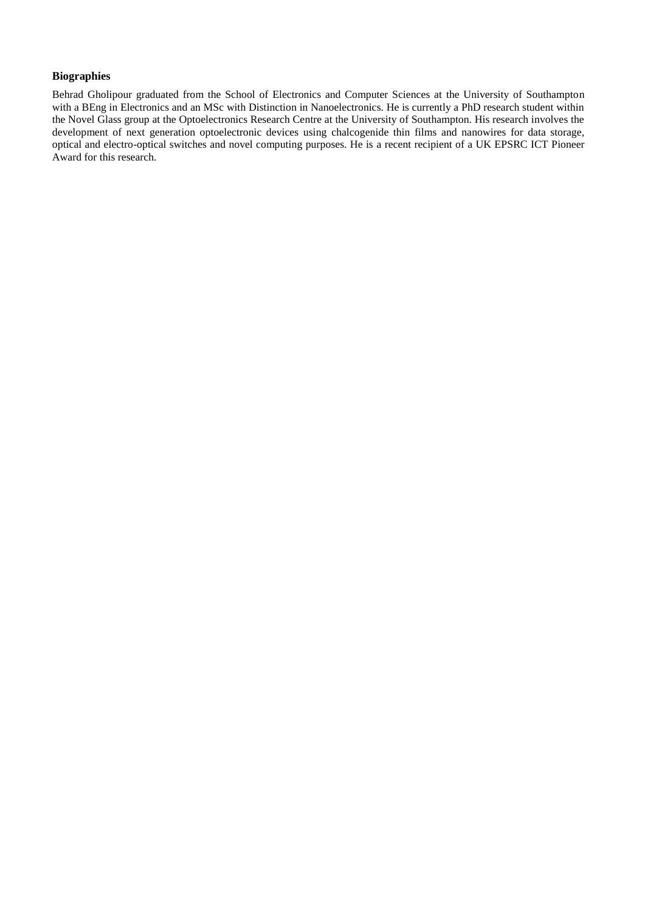**Biographies**

Behrad Gholipour graduated from the School of Electronics and Computer Sciences at the University of Southampton with a BEng in Electronics and an MSc with Distinction in Nanoelectronics. He is currently a PhD research student within the Novel Glass group at the Optoelectronics Research Centre at the University of Southampton. His research involves the development of next generation optoelectronic devices using chalcogenide thin films and nanowires for data storage, optical and electro-optical switches and novel computing purposes. He is a recent recipient of a UK EPSRC ICT Pioneer Award for this research.